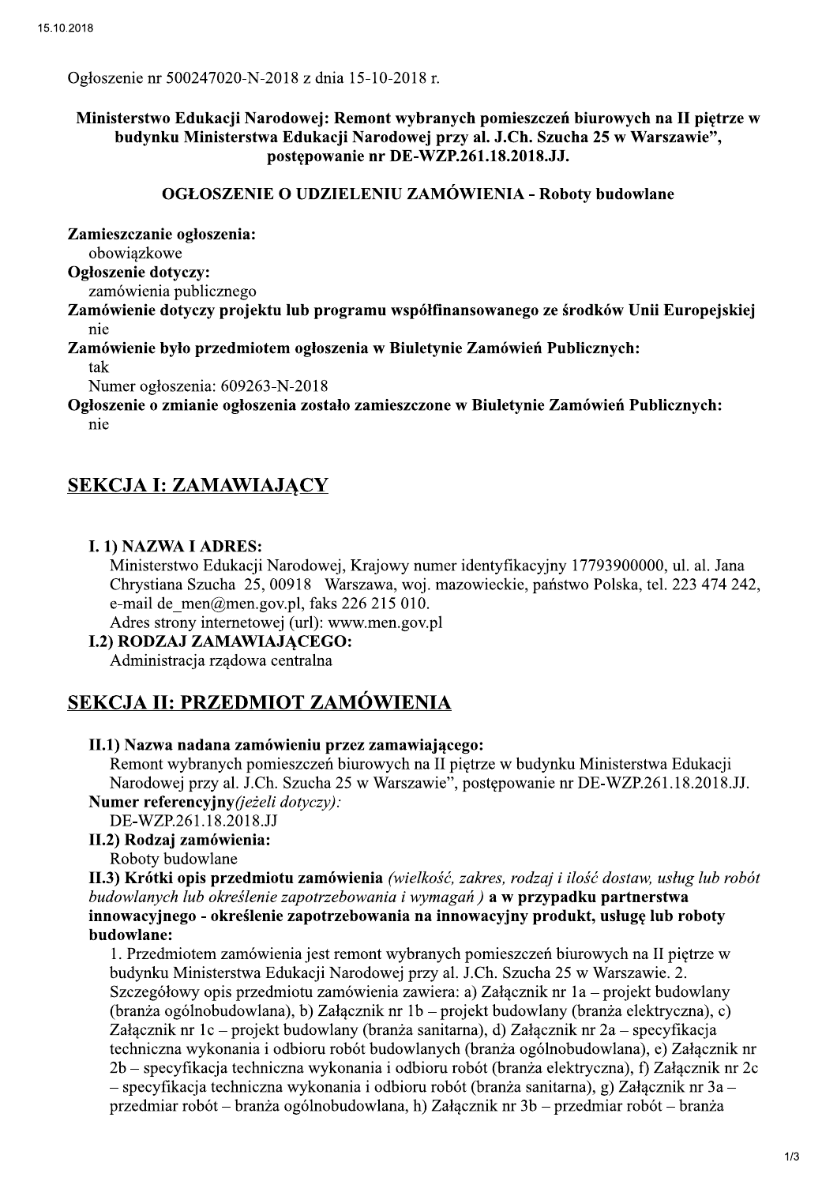Ogłoszenie nr 500247020-N-2018 z dnia 15-10-2018 r.

**Ministerstwo Edukacji Narodowej: Remont wybranych pomieszczeń biurowych na II piętrze w budynku Ministerstwa Edukacji Narodowej przy al. J.Ch. Szucha 25 w Warszawie", postępowanie nr DE-WZP.261.18.2018.JJ.**

**OGŁOSZENIE O UDZIELENIU ZAMÓWIENIA - Roboty budowlane**

**Zamieszczanie ogłoszenia:**
obowiązkowe
**Ogłoszenie dotyczy:**
zamówienia publicznego
**Zamówienie dotyczy projektu lub programu współfinansowanego ze środków Unii Europejskiej**
nie
**Zamówienie było przedmiotem ogłoszenia w Biuletynie Zamówień Publicznych:**
tak
Numer ogłoszenia: 609263-N-2018
**Ogłoszenie o zmianie ogłoszenia zostało zamieszczone w Biuletynie Zamówień Publicznych:**
nie

## SEKCJA I: ZAMAWIAJĄCY

**I. 1) NAZWA I ADRES:**
Ministerstwo Edukacji Narodowej, Krajowy numer identyfikacyjny 17793900000, ul. al. Jana Chrystiana Szucha 25, 00918 Warszawa, woj. mazowieckie, państwo Polska, tel. 223 474 242, e-mail de_men@men.gov.pl, faks 226 215 010.
Adres strony internetowej (url): www.men.gov.pl
**I.2) RODZAJ ZAMAWIAJĄCEGO:**
Administracja rządowa centralna

## SEKCJA II: PRZEDMIOT ZAMÓWIENIA

**II.1) Nazwa nadana zamówieniu przez zamawiającego:**
Remont wybranych pomieszczeń biurowych na II piętrze w budynku Ministerstwa Edukacji Narodowej przy al. J.Ch. Szucha 25 w Warszawie", postępowanie nr DE-WZP.261.18.2018.JJ.
**Numer referencyjny***(jeżeli dotyczy):*
DE-WZP.261.18.2018.JJ
**II.2) Rodzaj zamówienia:**
Roboty budowlane
**II.3) Krótki opis przedmiotu zamówienia** *(wielkość, zakres, rodzaj i ilość dostaw, usług lub robót budowlanych lub określenie zapotrzebowania i wymagań )* **a w przypadku partnerstwa innowacyjnego - określenie zapotrzebowania na innowacyjny produkt, usługę lub roboty budowlane:**
1. Przedmiotem zamówienia jest remont wybranych pomieszczeń biurowych na II piętrze w budynku Ministerstwa Edukacji Narodowej przy al. J.Ch. Szucha 25 w Warszawie. 2. Szczegółowy opis przedmiotu zamówienia zawiera: a) Załącznik nr 1a – projekt budowlany (branża ogólnobudowlana), b) Załącznik nr 1b – projekt budowlany (branża elektryczna), c) Załącznik nr 1c – projekt budowlany (branża sanitarna), d) Załącznik nr 2a – specyfikacja techniczna wykonania i odbioru robót budowlanych (branża ogólnobudowlana), e) Załącznik nr 2b – specyfikacja techniczna wykonania i odbioru robót (branża elektryczna), f) Załącznik nr 2c – specyfikacja techniczna wykonania i odbioru robót (branża sanitarna), g) Załącznik nr 3a – przedmiar robót – branża ogólnobudowlana, h) Załącznik nr 3b – przedmiar robót – branża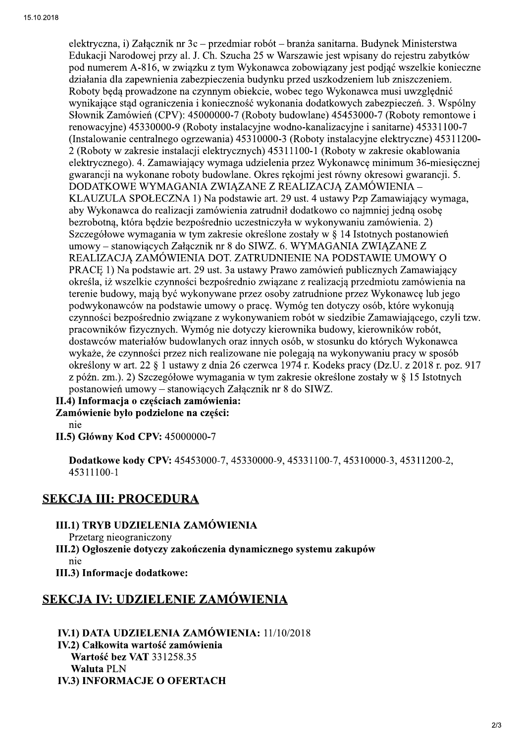elektryczna, i) Załącznik nr 3c – przedmiar robót – branża sanitarna. Budynek Ministerstwa Edukacji Narodowej przy al. J. Ch. Szucha 25 w Warszawie jest wpisany do rejestru zabytków pod numerem A-816, w związku z tym Wykonawca zobowiązany jest podjąć wszelkie konieczne działania dla zapewnienia zabezpieczenia budynku przed uszkodzeniem lub zniszczeniem. Roboty będą prowadzone na czynnym obiekcie, wobec tego Wykonawca musi uwzględnić wynikające stąd ograniczenia i konieczność wykonania dodatkowych zabezpieczeń. 3. Wspólny Słownik Zamówień (CPV): 45000000-7 (Roboty budowlane) 45453000-7 (Roboty remontowe i renowacyjne) 45330000-9 (Roboty instalacyjne wodno-kanalizacyjne i sanitarne) 45331100-7 (Instalowanie centralnego ogrzewania) 45310000-3 (Roboty instalacyjne elektryczne) 45311200-2 (Roboty w zakresie instalacji elektrycznych) 45311100-1 (Roboty w zakresie okablowania elektrycznego). 4. Zamawiający wymaga udzielenia przez Wykonawcę minimum 36-miesięcznej gwarancji na wykonane roboty budowlane. Okres rękojmi jest równy okresowi gwarancji. 5. DODATKOWE WYMAGANIA ZWIĄZANE Z REALIZACJĄ ZAMÓWIENIA – KLAUZULA SPOŁECZNA 1) Na podstawie art. 29 ust. 4 ustawy Pzp Zamawiający wymaga, aby Wykonawca do realizacji zamówienia zatrudnił dodatkowo co najmniej jedną osobę bezrobotną, która będzie bezpośrednio uczestniczyła w wykonywaniu zamówienia. 2) Szczegółowe wymagania w tym zakresie określone zostały w § 14 Istotnych postanowień umowy – stanowiących Załącznik nr 8 do SIWZ. 6. WYMAGANIA ZWIĄZANE Z REALIZACJĄ ZAMÓWIENIA DOT. ZATRUDNIENIE NA PODSTAWIE UMOWY O PRACĘ 1) Na podstawie art. 29 ust. 3a ustawy Prawo zamówień publicznych Zamawiający określa, iż wszelkie czynności bezpośrednio związane z realizacją przedmiotu zamówienia na terenie budowy, mają być wykonywane przez osoby zatrudnione przez Wykonawcę lub jego podwykonawców na podstawie umowy o pracę. Wymóg ten dotyczy osób, które wykonują czynności bezpośrednio związane z wykonywaniem robót w siedzibie Zamawiającego, czyli tzw. pracowników fizycznych. Wymóg nie dotyczy kierownika budowy, kierowników robót, dostawców materiałów budowlanych oraz innych osób, w stosunku do których Wykonawca wykaże, że czynności przez nich realizowane nie polegają na wykonywaniu pracy w sposób określony w art. 22 § 1 ustawy z dnia 26 czerwca 1974 r. Kodeks pracy (Dz.U. z 2018 r. poz. 917 z późn. zm.). 2) Szczegółowe wymagania w tym zakresie określone zostały w § 15 Istotnych postanowień umowy – stanowiących Załącznik nr 8 do SIWZ.

**II.4) Informacja o częściach zamówienia:**

**Zamówienie było podzielone na części:**

nie

**II.5) Główny Kod CPV:** 45000000-7

**Dodatkowe kody CPV:** 45453000-7, 45330000-9, 45331100-7, 45310000-3, 45311200-2, 45311100-1

## SEKCJA III: PROCEDURA

**III.1) TRYB UDZIELENIA ZAMÓWIENIA**

Przetarg nieograniczony

**III.2) Ogłoszenie dotyczy zakończenia dynamicznego systemu zakupów**

nie

**III.3) Informacje dodatkowe:**

## SEKCJA IV: UDZIELENIE ZAMÓWIENIA

**IV.1) DATA UDZIELENIA ZAMÓWIENIA:** 11/10/2018

**IV.2) Całkowita wartość zamówienia**

**Wartość bez VAT** 331258.35

**Waluta** PLN

**IV.3) INFORMACJE O OFERTACH**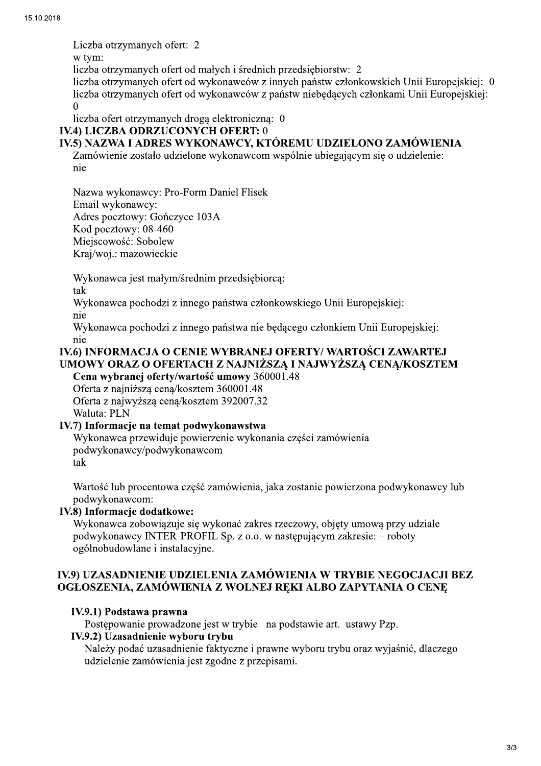Liczba otrzymanych ofert: 2

w tym:

liczba otrzymanych ofert od małych i średnich przedsiębiorstw: 2

liczba otrzymanych ofert od wykonawców z innych państw członkowskich Unii Europejskiej: 0

liczba otrzymanych ofert od wykonawców z państw niebędących członkami Unii Europejskiej: 0

liczba ofert otrzymanych drogą elektroniczną: 0

### IV.4) LICZBA ODRZUCONYCH OFERT: 0

### IV.5) NAZWA I ADRES WYKONAWCY, KTÓREMU UDZIELONO ZAMÓWIENIA

Zamówienie zostało udzielone wykonawcom wspólnie ubiegającym się o udzielenie:
nie

Nazwa wykonawcy: Pro-Form Daniel Flisek
Email wykonawcy:
Adres pocztowy: Gończyce 103A
Kod pocztowy: 08-460
Miejscowość: Sobolew
Kraj/woj.: mazowieckie

Wykonawca jest małym/średnim przedsiębiorcą:
tak
Wykonawca pochodzi z innego państwa członkowskiego Unii Europejskiej:
nie
Wykonawca pochodzi z innego państwa nie będącego członkiem Unii Europejskiej:
nie

### IV.6) INFORMACJA O CENIE WYBRANEJ OFERTY/ WARTOŚCI ZAWARTEJ UMOWY ORAZ O OFERTACH Z NAJNIŻSZĄ I NAJWYŻSZĄ CENĄ/KOSZTEM

**Cena wybranej oferty/wartość umowy** 360001.48
Oferta z najniższą ceną/kosztem 360001.48
Oferta z najwyższą ceną/kosztem 392007.32
Waluta: PLN

### IV.7) Informacje na temat podwykonawstwa

Wykonawca przewiduje powierzenie wykonania części zamówienia podwykonawcy/podwykonawcom
tak

Wartość lub procentowa część zamówienia, jaka zostanie powierzona podwykonawcy lub podwykonawcom:

### IV.8) Informacje dodatkowe:

Wykonawca zobowiązuje się wykonać zakres rzeczowy, objęty umową przy udziale podwykonawcy INTER-PROFIL Sp. z o.o. w następującym zakresie: – roboty ogólnobudowlane i instalacyjne.

### IV.9) UZASADNIENIE UDZIELENIA ZAMÓWIENIA W TRYBIE NEGOCJACJI BEZ OGŁOSZENIA, ZAMÓWIENIA Z WOLNEJ RĘKI ALBO ZAPYTANIA O CENĘ

#### IV.9.1) Podstawa prawna

Postępowanie prowadzone jest w trybie na podstawie art. ustawy Pzp.

#### IV.9.2) Uzasadnienie wyboru trybu

Należy podać uzasadnienie faktyczne i prawne wyboru trybu oraz wyjaśnić, dlaczego udzielenie zamówienia jest zgodne z przepisami.